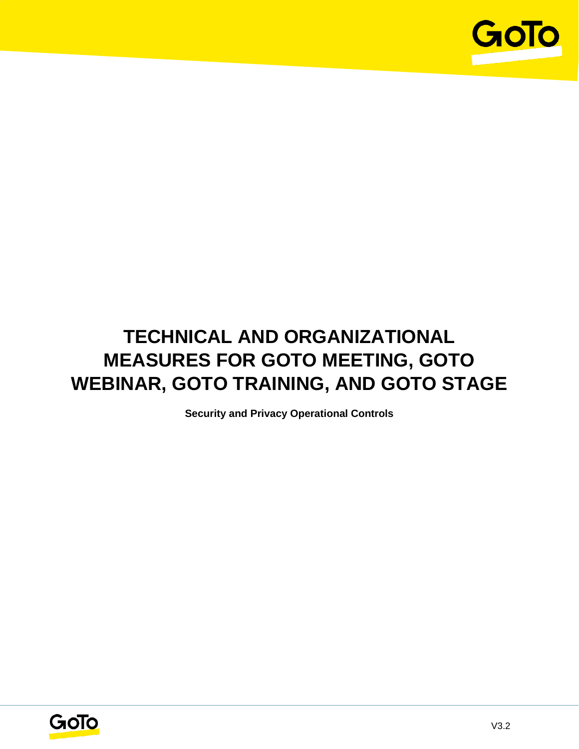# TECHNICAL AND ORGANIZATIONAL MEASURES FOR GOTO MEETING, GOTO WEBINAR, GOTO TRAINING, AND GOTO STAGE

**Security and Privacy Operational Controls**

V3.2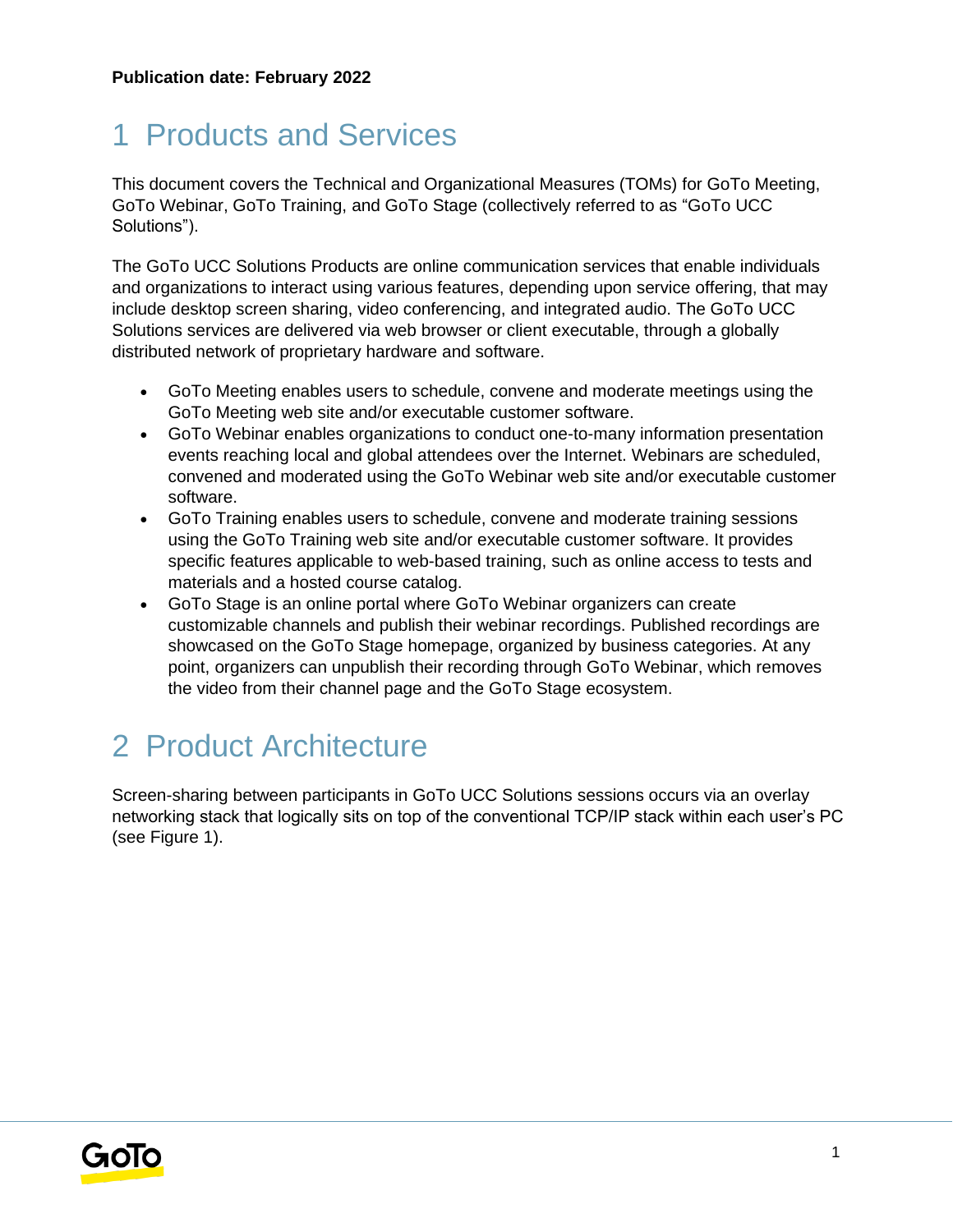**Publication date: February 2022**

# 1 Products and Services

This document covers the Technical and Organizational Measures (TOMs) for GoTo Meeting, GoTo Webinar, GoTo Training, and GoTo Stage (collectively referred to as "GoTo UCC Solutions").

The GoTo UCC Solutions Products are online communication services that enable individuals and organizations to interact using various features, depending upon service offering, that may include desktop screen sharing, video conferencing, and integrated audio. The GoTo UCC Solutions services are delivered via web browser or client executable, through a globally distributed network of proprietary hardware and software.

- GoTo Meeting enables users to schedule, convene and moderate meetings using the GoTo Meeting web site and/or executable customer software.
- GoTo Webinar enables organizations to conduct one-to-many information presentation events reaching local and global attendees over the Internet. Webinars are scheduled, convened and moderated using the GoTo Webinar web site and/or executable customer software.
- GoTo Training enables users to schedule, convene and moderate training sessions using the GoTo Training web site and/or executable customer software. It provides specific features applicable to web-based training, such as online access to tests and materials and a hosted course catalog.
- GoTo Stage is an online portal where GoTo Webinar organizers can create customizable channels and publish their webinar recordings. Published recordings are showcased on the GoTo Stage homepage, organized by business categories. At any point, organizers can unpublish their recording through GoTo Webinar, which removes the video from their channel page and the GoTo Stage ecosystem.

# 2 Product Architecture

Screen-sharing between participants in GoTo UCC Solutions sessions occurs via an overlay networking stack that logically sits on top of the conventional TCP/IP stack within each user's PC (see Figure 1).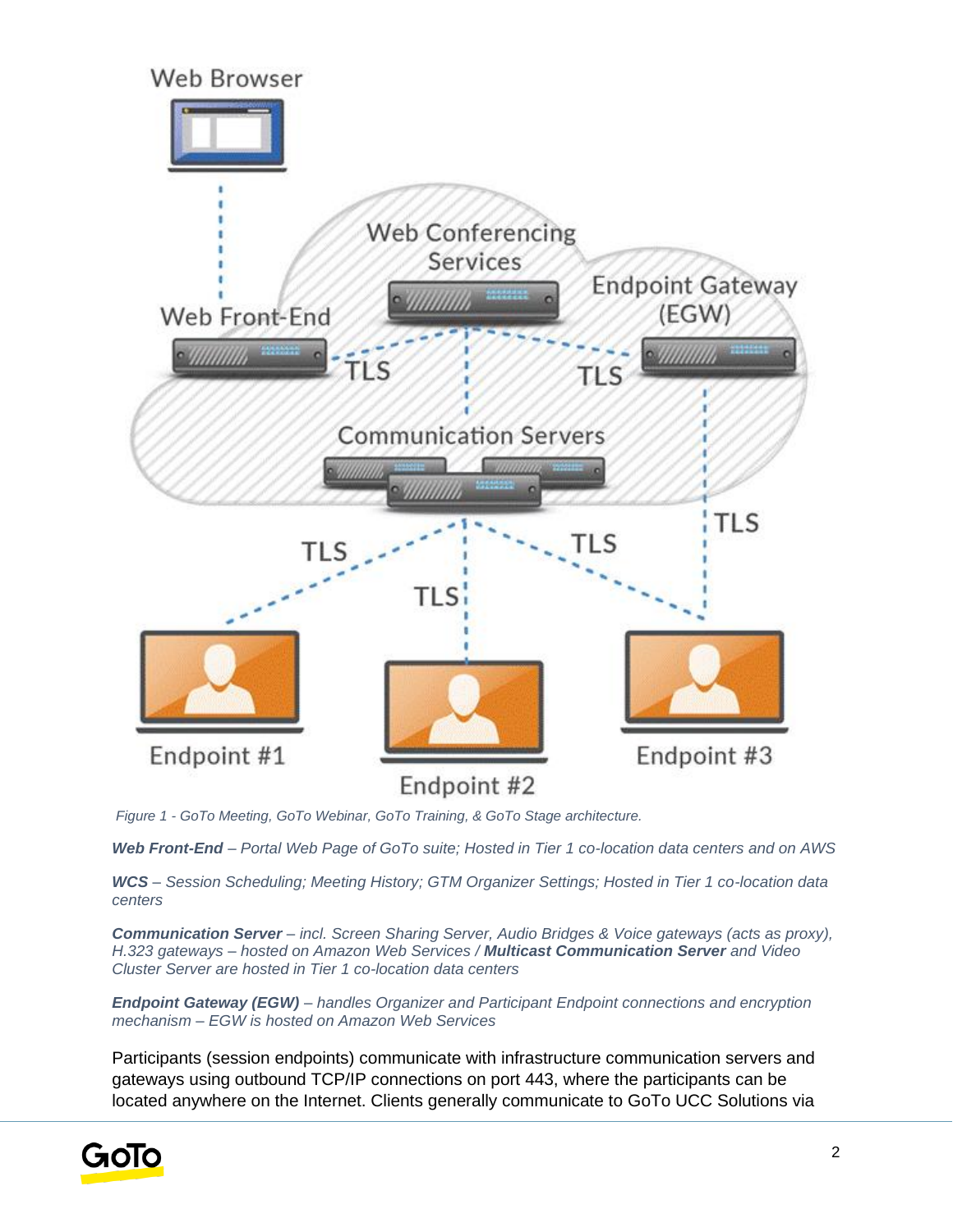*Figure 1 - GoTo Meeting, GoTo Webinar, GoTo Training, & GoTo Stage architecture.*

***Web Front-End*** *– Portal Web Page of GoTo suite; Hosted in Tier 1 co-location data centers and on AWS*

***WCS*** *– Session Scheduling; Meeting History; GTM Organizer Settings; Hosted in Tier 1 co-location data centers*

***Communication Server*** *– incl. Screen Sharing Server, Audio Bridges & Voice gateways (acts as proxy), H.323 gateways – hosted on Amazon Web Services /* ***Multicast Communication Server*** *and Video Cluster Server are hosted in Tier 1 co-location data centers*

***Endpoint Gateway (EGW)*** *– handles Organizer and Participant Endpoint connections and encryption mechanism – EGW is hosted on Amazon Web Services*

Participants (session endpoints) communicate with infrastructure communication servers and gateways using outbound TCP/IP connections on port 443, where the participants can be located anywhere on the Internet. Clients generally communicate to GoTo UCC Solutions via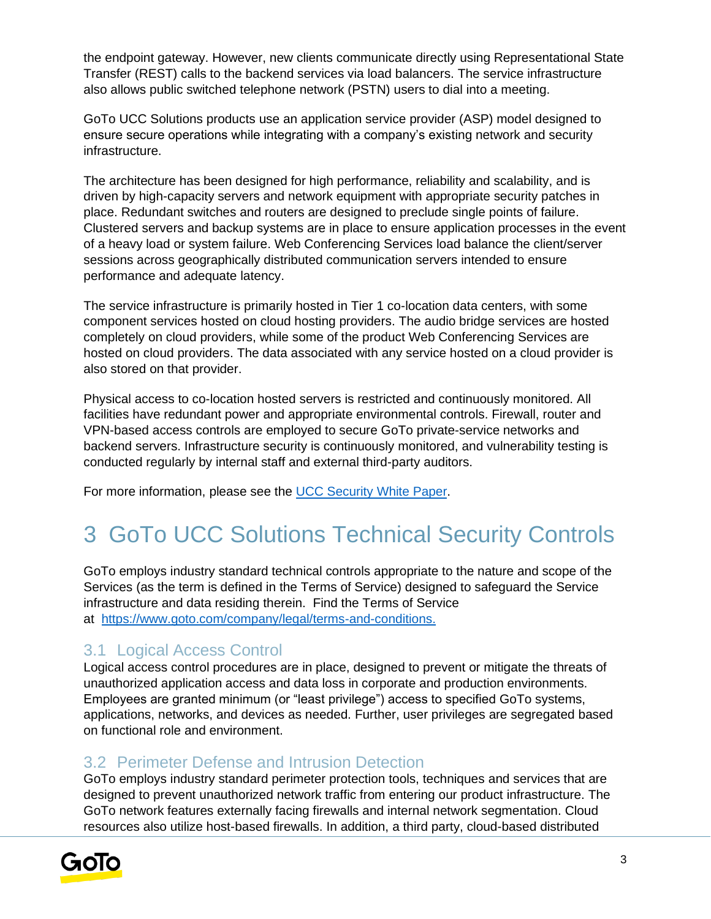the endpoint gateway. However, new clients communicate directly using Representational State Transfer (REST) calls to the backend services via load balancers. The service infrastructure also allows public switched telephone network (PSTN) users to dial into a meeting.

GoTo UCC Solutions products use an application service provider (ASP) model designed to ensure secure operations while integrating with a company's existing network and security infrastructure.

The architecture has been designed for high performance, reliability and scalability, and is driven by high-capacity servers and network equipment with appropriate security patches in place. Redundant switches and routers are designed to preclude single points of failure. Clustered servers and backup systems are in place to ensure application processes in the event of a heavy load or system failure. Web Conferencing Services load balance the client/server sessions across geographically distributed communication servers intended to ensure performance and adequate latency.

The service infrastructure is primarily hosted in Tier 1 co-location data centers, with some component services hosted on cloud hosting providers. The audio bridge services are hosted completely on cloud providers, while some of the product Web Conferencing Services are hosted on cloud providers. The data associated with any service hosted on a cloud provider is also stored on that provider.

Physical access to co-location hosted servers is restricted and continuously monitored. All facilities have redundant power and appropriate environmental controls. Firewall, router and VPN-based access controls are employed to secure GoTo private-service networks and backend servers. Infrastructure security is continuously monitored, and vulnerability testing is conducted regularly by internal staff and external third-party auditors.

For more information, please see the [UCC Security White Paper](UCC Security White Paper).

# 3 GoTo UCC Solutions Technical Security Controls

GoTo employs industry standard technical controls appropriate to the nature and scope of the Services (as the term is defined in the Terms of Service) designed to safeguard the Service infrastructure and data residing therein. Find the Terms of Service at https://www.goto.com/company/legal/terms-and-conditions.

## 3.1 Logical Access Control

Logical access control procedures are in place, designed to prevent or mitigate the threats of unauthorized application access and data loss in corporate and production environments. Employees are granted minimum (or "least privilege") access to specified GoTo systems, applications, networks, and devices as needed. Further, user privileges are segregated based on functional role and environment.

## 3.2 Perimeter Defense and Intrusion Detection

GoTo employs industry standard perimeter protection tools, techniques and services that are designed to prevent unauthorized network traffic from entering our product infrastructure. The GoTo network features externally facing firewalls and internal network segmentation. Cloud resources also utilize host-based firewalls. In addition, a third party, cloud-based distributed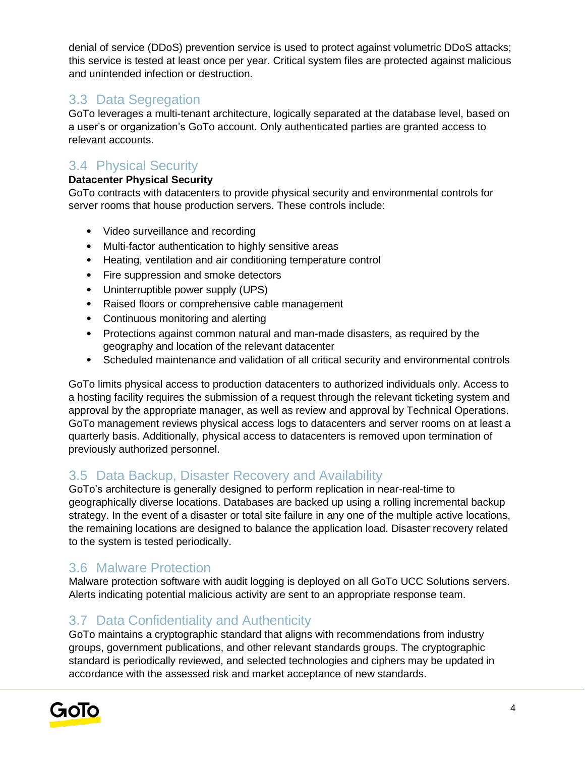denial of service (DDoS) prevention service is used to protect against volumetric DDoS attacks; this service is tested at least once per year. Critical system files are protected against malicious and unintended infection or destruction.

## 3.3 Data Segregation

GoTo leverages a multi-tenant architecture, logically separated at the database level, based on a user's or organization's GoTo account. Only authenticated parties are granted access to relevant accounts.

## 3.4 Physical Security

**Datacenter Physical Security**

GoTo contracts with datacenters to provide physical security and environmental controls for server rooms that house production servers. These controls include:

- Video surveillance and recording
- Multi-factor authentication to highly sensitive areas
- Heating, ventilation and air conditioning temperature control
- Fire suppression and smoke detectors
- Uninterruptible power supply (UPS)
- Raised floors or comprehensive cable management
- Continuous monitoring and alerting
- Protections against common natural and man-made disasters, as required by the geography and location of the relevant datacenter
- Scheduled maintenance and validation of all critical security and environmental controls

GoTo limits physical access to production datacenters to authorized individuals only. Access to a hosting facility requires the submission of a request through the relevant ticketing system and approval by the appropriate manager, as well as review and approval by Technical Operations. GoTo management reviews physical access logs to datacenters and server rooms on at least a quarterly basis. Additionally, physical access to datacenters is removed upon termination of previously authorized personnel.

## 3.5 Data Backup, Disaster Recovery and Availability

GoTo's architecture is generally designed to perform replication in near-real-time to geographically diverse locations. Databases are backed up using a rolling incremental backup strategy. In the event of a disaster or total site failure in any one of the multiple active locations, the remaining locations are designed to balance the application load. Disaster recovery related to the system is tested periodically.

## 3.6 Malware Protection

Malware protection software with audit logging is deployed on all GoTo UCC Solutions servers. Alerts indicating potential malicious activity are sent to an appropriate response team.

## 3.7 Data Confidentiality and Authenticity

GoTo maintains a cryptographic standard that aligns with recommendations from industry groups, government publications, and other relevant standards groups. The cryptographic standard is periodically reviewed, and selected technologies and ciphers may be updated in accordance with the assessed risk and market acceptance of new standards.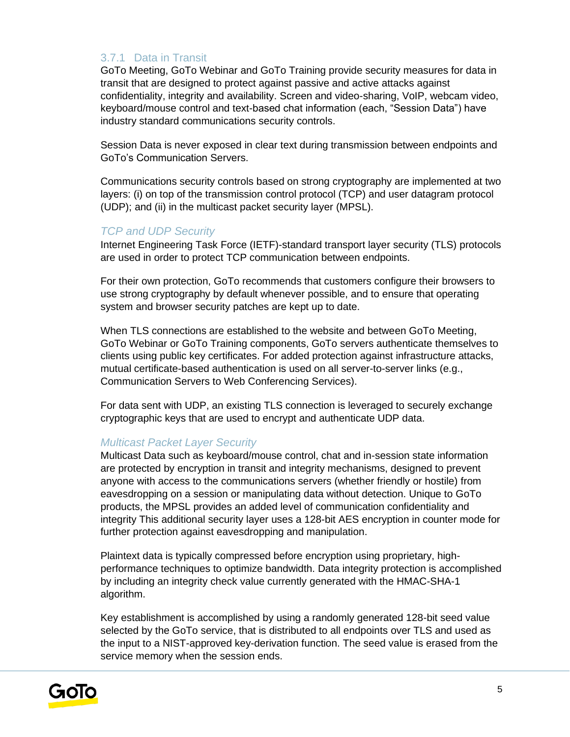### 3.7.1 Data in Transit

GoTo Meeting, GoTo Webinar and GoTo Training provide security measures for data in transit that are designed to protect against passive and active attacks against confidentiality, integrity and availability. Screen and video-sharing, VoIP, webcam video, keyboard/mouse control and text-based chat information (each, "Session Data") have industry standard communications security controls.

Session Data is never exposed in clear text during transmission between endpoints and GoTo's Communication Servers.

Communications security controls based on strong cryptography are implemented at two layers: (i) on top of the transmission control protocol (TCP) and user datagram protocol (UDP); and (ii) in the multicast packet security layer (MPSL).

#### *TCP and UDP Security*

Internet Engineering Task Force (IETF)-standard transport layer security (TLS) protocols are used in order to protect TCP communication between endpoints.

For their own protection, GoTo recommends that customers configure their browsers to use strong cryptography by default whenever possible, and to ensure that operating system and browser security patches are kept up to date.

When TLS connections are established to the website and between GoTo Meeting, GoTo Webinar or GoTo Training components, GoTo servers authenticate themselves to clients using public key certificates. For added protection against infrastructure attacks, mutual certificate-based authentication is used on all server-to-server links (e.g., Communication Servers to Web Conferencing Services).

For data sent with UDP, an existing TLS connection is leveraged to securely exchange cryptographic keys that are used to encrypt and authenticate UDP data.

#### *Multicast Packet Layer Security*

Multicast Data such as keyboard/mouse control, chat and in-session state information are protected by encryption in transit and integrity mechanisms, designed to prevent anyone with access to the communications servers (whether friendly or hostile) from eavesdropping on a session or manipulating data without detection. Unique to GoTo products, the MPSL provides an added level of communication confidentiality and integrity This additional security layer uses a 128-bit AES encryption in counter mode for further protection against eavesdropping and manipulation.

Plaintext data is typically compressed before encryption using proprietary, high-performance techniques to optimize bandwidth. Data integrity protection is accomplished by including an integrity check value currently generated with the HMAC-SHA-1 algorithm.

Key establishment is accomplished by using a randomly generated 128-bit seed value selected by the GoTo service, that is distributed to all endpoints over TLS and used as the input to a NIST-approved key-derivation function. The seed value is erased from the service memory when the session ends.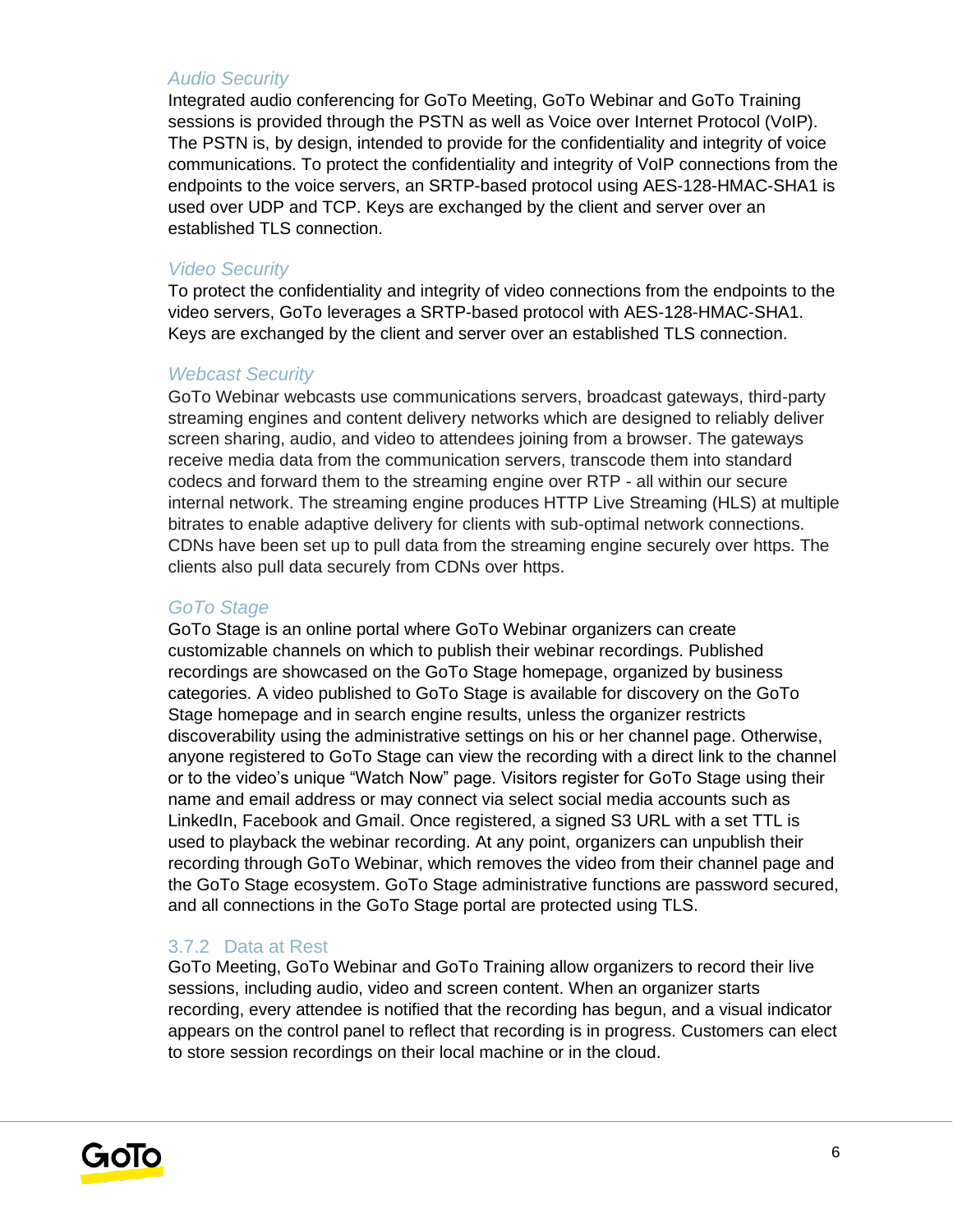#### *Audio Security*

Integrated audio conferencing for GoTo Meeting, GoTo Webinar and GoTo Training sessions is provided through the PSTN as well as Voice over Internet Protocol (VoIP). The PSTN is, by design, intended to provide for the confidentiality and integrity of voice communications. To protect the confidentiality and integrity of VoIP connections from the endpoints to the voice servers, an SRTP-based protocol using AES-128-HMAC-SHA1 is used over UDP and TCP. Keys are exchanged by the client and server over an established TLS connection.

#### *Video Security*

To protect the confidentiality and integrity of video connections from the endpoints to the video servers, GoTo leverages a SRTP-based protocol with AES-128-HMAC-SHA1. Keys are exchanged by the client and server over an established TLS connection.

#### *Webcast Security*

GoTo Webinar webcasts use communications servers, broadcast gateways, third-party streaming engines and content delivery networks which are designed to reliably deliver screen sharing, audio, and video to attendees joining from a browser. The gateways receive media data from the communication servers, transcode them into standard codecs and forward them to the streaming engine over RTP - all within our secure internal network. The streaming engine produces HTTP Live Streaming (HLS) at multiple bitrates to enable adaptive delivery for clients with sub-optimal network connections. CDNs have been set up to pull data from the streaming engine securely over https. The clients also pull data securely from CDNs over https.

#### *GoTo Stage*

GoTo Stage is an online portal where GoTo Webinar organizers can create customizable channels on which to publish their webinar recordings. Published recordings are showcased on the GoTo Stage homepage, organized by business categories. A video published to GoTo Stage is available for discovery on the GoTo Stage homepage and in search engine results, unless the organizer restricts discoverability using the administrative settings on his or her channel page. Otherwise, anyone registered to GoTo Stage can view the recording with a direct link to the channel or to the video's unique "Watch Now" page. Visitors register for GoTo Stage using their name and email address or may connect via select social media accounts such as LinkedIn, Facebook and Gmail. Once registered, a signed S3 URL with a set TTL is used to playback the webinar recording. At any point, organizers can unpublish their recording through GoTo Webinar, which removes the video from their channel page and the GoTo Stage ecosystem. GoTo Stage administrative functions are password secured, and all connections in the GoTo Stage portal are protected using TLS.

### 3.7.2 Data at Rest

GoTo Meeting, GoTo Webinar and GoTo Training allow organizers to record their live sessions, including audio, video and screen content. When an organizer starts recording, every attendee is notified that the recording has begun, and a visual indicator appears on the control panel to reflect that recording is in progress. Customers can elect to store session recordings on their local machine or in the cloud.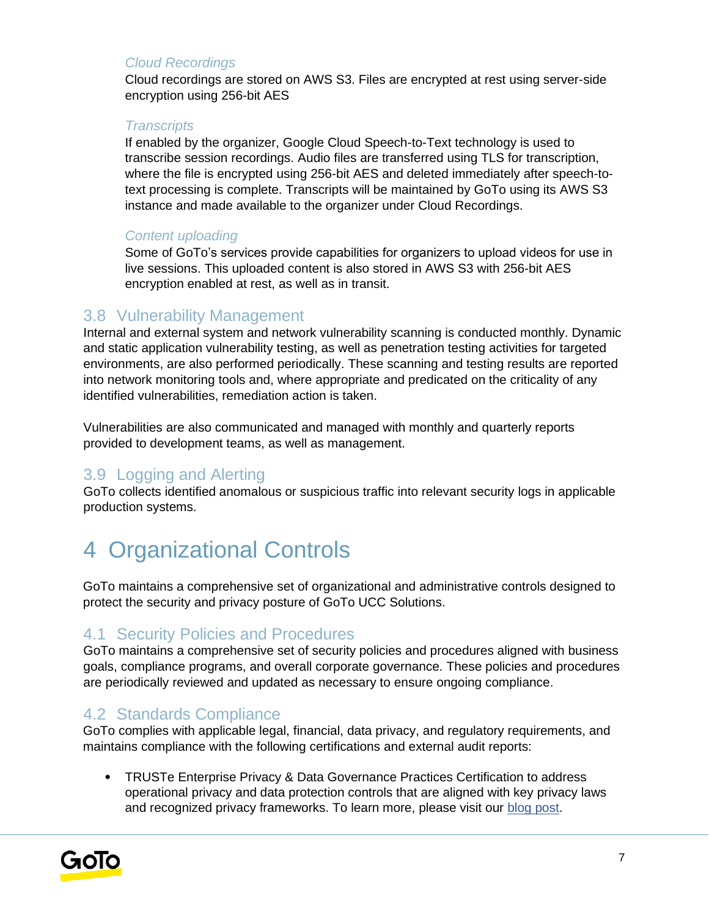#### *Cloud Recordings*

Cloud recordings are stored on AWS S3. Files are encrypted at rest using server-side encryption using 256-bit AES

#### *Transcripts*

If enabled by the organizer, Google Cloud Speech-to-Text technology is used to transcribe session recordings. Audio files are transferred using TLS for transcription, where the file is encrypted using 256-bit AES and deleted immediately after speech-to-text processing is complete. Transcripts will be maintained by GoTo using its AWS S3 instance and made available to the organizer under Cloud Recordings.

#### *Content uploading*

Some of GoTo's services provide capabilities for organizers to upload videos for use in live sessions. This uploaded content is also stored in AWS S3 with 256-bit AES encryption enabled at rest, as well as in transit.

## 3.8 Vulnerability Management

Internal and external system and network vulnerability scanning is conducted monthly. Dynamic and static application vulnerability testing, as well as penetration testing activities for targeted environments, are also performed periodically. These scanning and testing results are reported into network monitoring tools and, where appropriate and predicated on the criticality of any identified vulnerabilities, remediation action is taken.

Vulnerabilities are also communicated and managed with monthly and quarterly reports provided to development teams, as well as management.

## 3.9 Logging and Alerting

GoTo collects identified anomalous or suspicious traffic into relevant security logs in applicable production systems.

# 4 Organizational Controls

GoTo maintains a comprehensive set of organizational and administrative controls designed to protect the security and privacy posture of GoTo UCC Solutions.

## 4.1 Security Policies and Procedures

GoTo maintains a comprehensive set of security policies and procedures aligned with business goals, compliance programs, and overall corporate governance. These policies and procedures are periodically reviewed and updated as necessary to ensure ongoing compliance.

## 4.2 Standards Compliance

GoTo complies with applicable legal, financial, data privacy, and regulatory requirements, and maintains compliance with the following certifications and external audit reports:

- TRUSTe Enterprise Privacy & Data Governance Practices Certification to address operational privacy and data protection controls that are aligned with key privacy laws and recognized privacy frameworks. To learn more, please visit our blog post.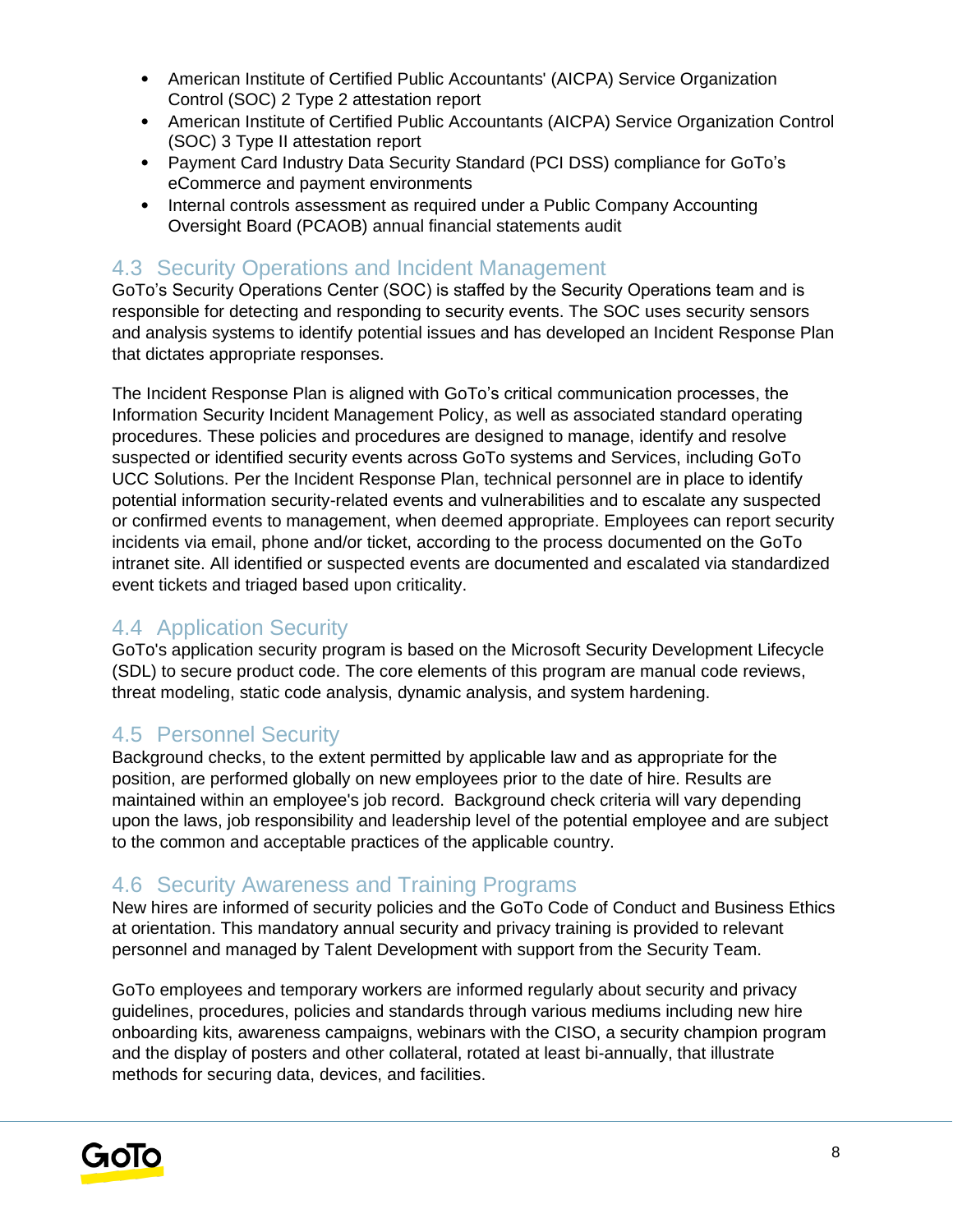- American Institute of Certified Public Accountants' (AICPA) Service Organization Control (SOC) 2 Type 2 attestation report
- American Institute of Certified Public Accountants (AICPA) Service Organization Control (SOC) 3 Type II attestation report
- Payment Card Industry Data Security Standard (PCI DSS) compliance for GoTo's eCommerce and payment environments
- Internal controls assessment as required under a Public Company Accounting Oversight Board (PCAOB) annual financial statements audit

## 4.3 Security Operations and Incident Management

GoTo's Security Operations Center (SOC) is staffed by the Security Operations team and is responsible for detecting and responding to security events. The SOC uses security sensors and analysis systems to identify potential issues and has developed an Incident Response Plan that dictates appropriate responses.

The Incident Response Plan is aligned with GoTo's critical communication processes, the Information Security Incident Management Policy, as well as associated standard operating procedures. These policies and procedures are designed to manage, identify and resolve suspected or identified security events across GoTo systems and Services, including GoTo UCC Solutions. Per the Incident Response Plan, technical personnel are in place to identify potential information security-related events and vulnerabilities and to escalate any suspected or confirmed events to management, when deemed appropriate. Employees can report security incidents via email, phone and/or ticket, according to the process documented on the GoTo intranet site. All identified or suspected events are documented and escalated via standardized event tickets and triaged based upon criticality.

## 4.4 Application Security

GoTo's application security program is based on the Microsoft Security Development Lifecycle (SDL) to secure product code. The core elements of this program are manual code reviews, threat modeling, static code analysis, dynamic analysis, and system hardening.

## 4.5 Personnel Security

Background checks, to the extent permitted by applicable law and as appropriate for the position, are performed globally on new employees prior to the date of hire. Results are maintained within an employee's job record. Background check criteria will vary depending upon the laws, job responsibility and leadership level of the potential employee and are subject to the common and acceptable practices of the applicable country.

## 4.6 Security Awareness and Training Programs

New hires are informed of security policies and the GoTo Code of Conduct and Business Ethics at orientation. This mandatory annual security and privacy training is provided to relevant personnel and managed by Talent Development with support from the Security Team.

GoTo employees and temporary workers are informed regularly about security and privacy guidelines, procedures, policies and standards through various mediums including new hire onboarding kits, awareness campaigns, webinars with the CISO, a security champion program and the display of posters and other collateral, rotated at least bi-annually, that illustrate methods for securing data, devices, and facilities.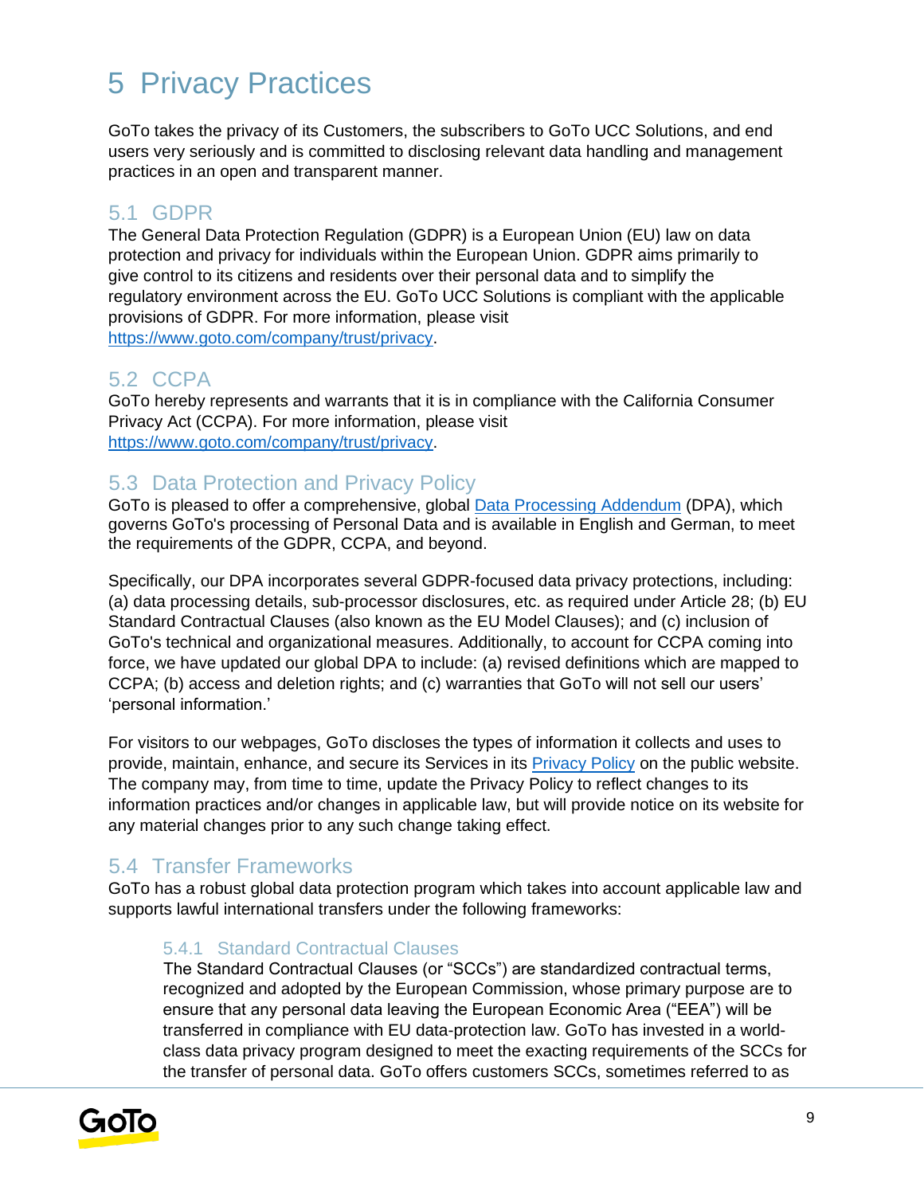# 5 Privacy Practices

GoTo takes the privacy of its Customers, the subscribers to GoTo UCC Solutions, and end users very seriously and is committed to disclosing relevant data handling and management practices in an open and transparent manner.

## 5.1 GDPR

The General Data Protection Regulation (GDPR) is a European Union (EU) law on data protection and privacy for individuals within the European Union. GDPR aims primarily to give control to its citizens and residents over their personal data and to simplify the regulatory environment across the EU. GoTo UCC Solutions is compliant with the applicable provisions of GDPR. For more information, please visit https://www.goto.com/company/trust/privacy.

## 5.2 CCPA

GoTo hereby represents and warrants that it is in compliance with the California Consumer Privacy Act (CCPA). For more information, please visit https://www.goto.com/company/trust/privacy.

## 5.3 Data Protection and Privacy Policy

GoTo is pleased to offer a comprehensive, global Data Processing Addendum (DPA), which governs GoTo's processing of Personal Data and is available in English and German, to meet the requirements of the GDPR, CCPA, and beyond.

Specifically, our DPA incorporates several GDPR-focused data privacy protections, including: (a) data processing details, sub-processor disclosures, etc. as required under Article 28; (b) EU Standard Contractual Clauses (also known as the EU Model Clauses); and (c) inclusion of GoTo's technical and organizational measures. Additionally, to account for CCPA coming into force, we have updated our global DPA to include: (a) revised definitions which are mapped to CCPA; (b) access and deletion rights; and (c) warranties that GoTo will not sell our users' 'personal information.'

For visitors to our webpages, GoTo discloses the types of information it collects and uses to provide, maintain, enhance, and secure its Services in its Privacy Policy on the public website. The company may, from time to time, update the Privacy Policy to reflect changes to its information practices and/or changes in applicable law, but will provide notice on its website for any material changes prior to any such change taking effect.

## 5.4 Transfer Frameworks

GoTo has a robust global data protection program which takes into account applicable law and supports lawful international transfers under the following frameworks:

### 5.4.1 Standard Contractual Clauses

The Standard Contractual Clauses (or "SCCs") are standardized contractual terms, recognized and adopted by the European Commission, whose primary purpose are to ensure that any personal data leaving the European Economic Area ("EEA") will be transferred in compliance with EU data-protection law. GoTo has invested in a world-class data privacy program designed to meet the exacting requirements of the SCCs for the transfer of personal data. GoTo offers customers SCCs, sometimes referred to as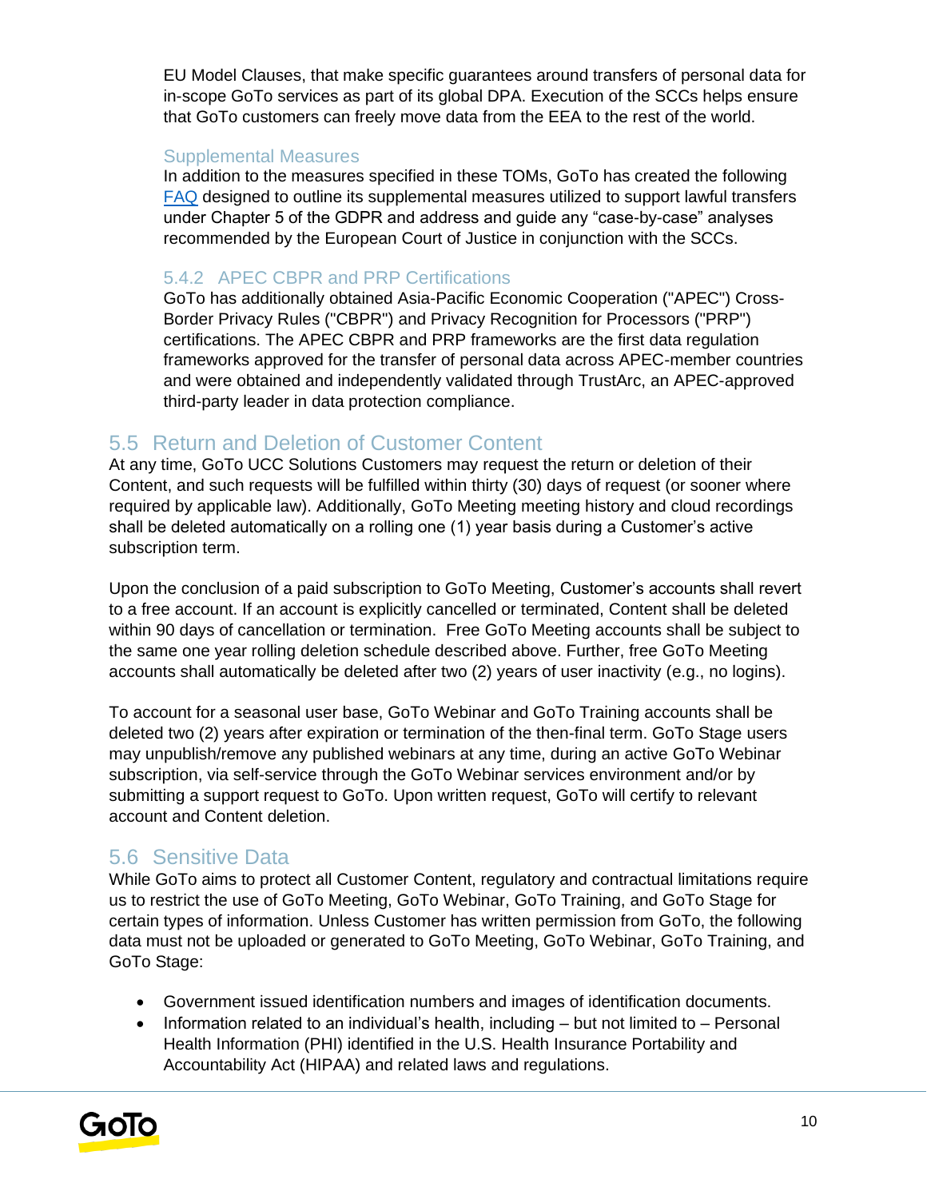EU Model Clauses, that make specific guarantees around transfers of personal data for in-scope GoTo services as part of its global DPA. Execution of the SCCs helps ensure that GoTo customers can freely move data from the EEA to the rest of the world.

#### Supplemental Measures

In addition to the measures specified in these TOMs, GoTo has created the following [FAQ](FAQ) designed to outline its supplemental measures utilized to support lawful transfers under Chapter 5 of the GDPR and address and guide any "case-by-case" analyses recommended by the European Court of Justice in conjunction with the SCCs.

### 5.4.2 APEC CBPR and PRP Certifications

GoTo has additionally obtained Asia-Pacific Economic Cooperation ("APEC") Cross-Border Privacy Rules ("CBPR") and Privacy Recognition for Processors ("PRP") certifications. The APEC CBPR and PRP frameworks are the first data regulation frameworks approved for the transfer of personal data across APEC-member countries and were obtained and independently validated through TrustArc, an APEC-approved third-party leader in data protection compliance.

## 5.5 Return and Deletion of Customer Content

At any time, GoTo UCC Solutions Customers may request the return or deletion of their Content, and such requests will be fulfilled within thirty (30) days of request (or sooner where required by applicable law). Additionally, GoTo Meeting meeting history and cloud recordings shall be deleted automatically on a rolling one (1) year basis during a Customer's active subscription term.

Upon the conclusion of a paid subscription to GoTo Meeting, Customer's accounts shall revert to a free account. If an account is explicitly cancelled or terminated, Content shall be deleted within 90 days of cancellation or termination. Free GoTo Meeting accounts shall be subject to the same one year rolling deletion schedule described above. Further, free GoTo Meeting accounts shall automatically be deleted after two (2) years of user inactivity (e.g., no logins).

To account for a seasonal user base, GoTo Webinar and GoTo Training accounts shall be deleted two (2) years after expiration or termination of the then-final term. GoTo Stage users may unpublish/remove any published webinars at any time, during an active GoTo Webinar subscription, via self-service through the GoTo Webinar services environment and/or by submitting a support request to GoTo. Upon written request, GoTo will certify to relevant account and Content deletion.

## 5.6 Sensitive Data

While GoTo aims to protect all Customer Content, regulatory and contractual limitations require us to restrict the use of GoTo Meeting, GoTo Webinar, GoTo Training, and GoTo Stage for certain types of information. Unless Customer has written permission from GoTo, the following data must not be uploaded or generated to GoTo Meeting, GoTo Webinar, GoTo Training, and GoTo Stage:

- Government issued identification numbers and images of identification documents.
- Information related to an individual's health, including – but not limited to – Personal Health Information (PHI) identified in the U.S. Health Insurance Portability and Accountability Act (HIPAA) and related laws and regulations.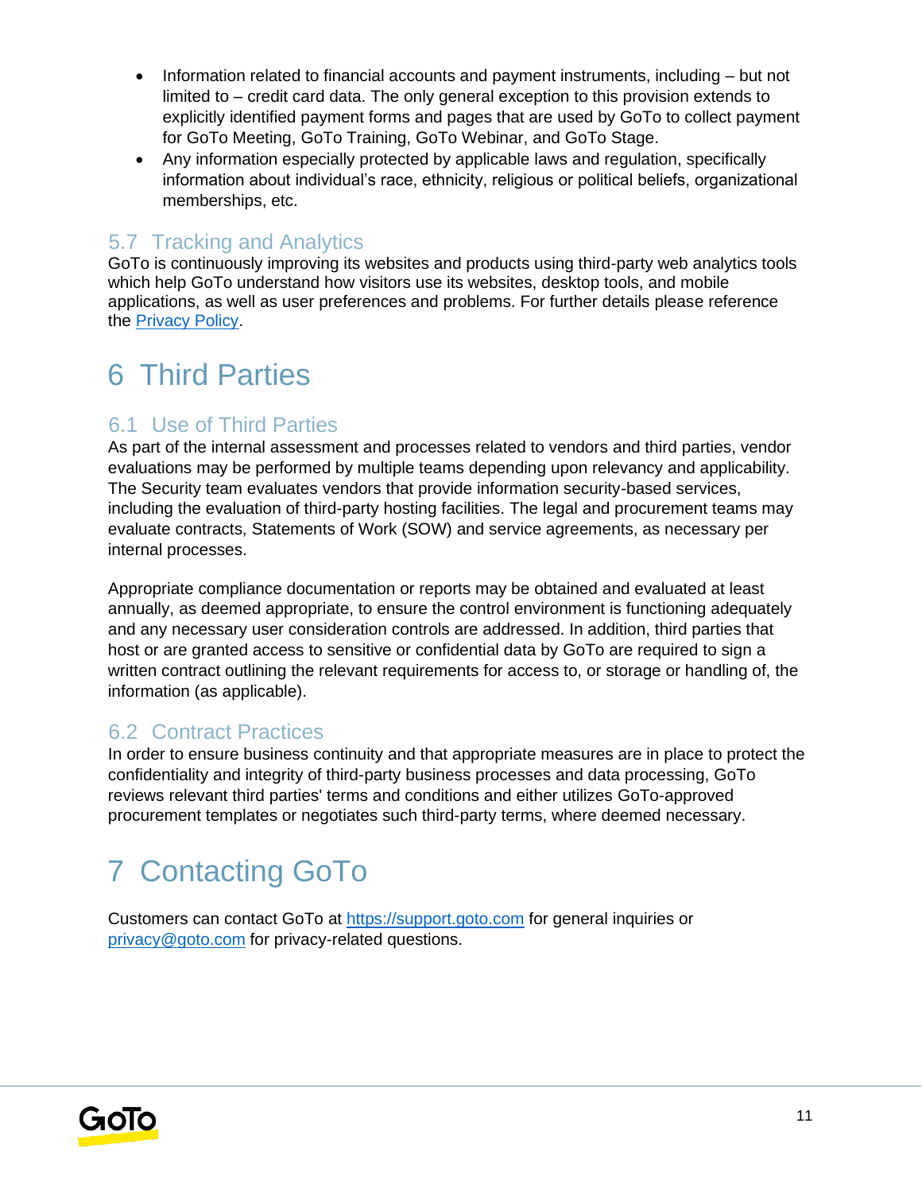- Information related to financial accounts and payment instruments, including – but not limited to – credit card data. The only general exception to this provision extends to explicitly identified payment forms and pages that are used by GoTo to collect payment for GoTo Meeting, GoTo Training, GoTo Webinar, and GoTo Stage.
- Any information especially protected by applicable laws and regulation, specifically information about individual's race, ethnicity, religious or political beliefs, organizational memberships, etc.

## 5.7 Tracking and Analytics

GoTo is continuously improving its websites and products using third-party web analytics tools which help GoTo understand how visitors use its websites, desktop tools, and mobile applications, as well as user preferences and problems. For further details please reference the [Privacy Policy](Privacy Policy).

# 6 Third Parties

## 6.1 Use of Third Parties

As part of the internal assessment and processes related to vendors and third parties, vendor evaluations may be performed by multiple teams depending upon relevancy and applicability. The Security team evaluates vendors that provide information security-based services, including the evaluation of third-party hosting facilities. The legal and procurement teams may evaluate contracts, Statements of Work (SOW) and service agreements, as necessary per internal processes.

Appropriate compliance documentation or reports may be obtained and evaluated at least annually, as deemed appropriate, to ensure the control environment is functioning adequately and any necessary user consideration controls are addressed. In addition, third parties that host or are granted access to sensitive or confidential data by GoTo are required to sign a written contract outlining the relevant requirements for access to, or storage or handling of, the information (as applicable).

## 6.2 Contract Practices

In order to ensure business continuity and that appropriate measures are in place to protect the confidentiality and integrity of third-party business processes and data processing, GoTo reviews relevant third parties' terms and conditions and either utilizes GoTo-approved procurement templates or negotiates such third-party terms, where deemed necessary.

# 7 Contacting GoTo

Customers can contact GoTo at [https://support.goto.com](https://support.goto.com) for general inquiries or [privacy@goto.com](mailto:privacy@goto.com) for privacy-related questions.